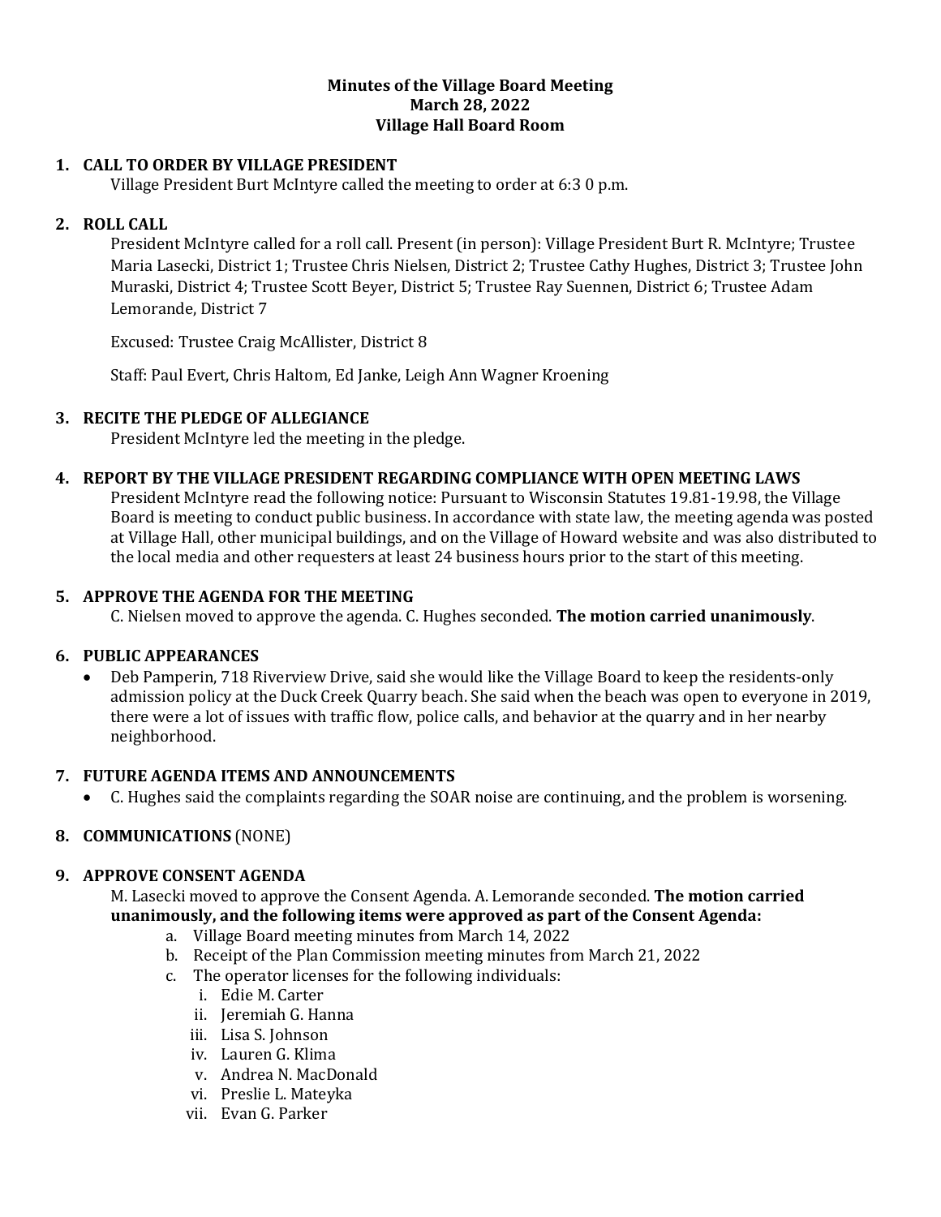**Minutes of the Village Board Meeting**
**March 28, 2022**
**Village Hall Board Room**

1. **CALL TO ORDER BY VILLAGE PRESIDENT**
   Village President Burt McIntyre called the meeting to order at 6:3 0 p.m.

2. **ROLL CALL**
   President McIntyre called for a roll call. Present (in person): Village President Burt R. McIntyre; Trustee Maria Lasecki, District 1; Trustee Chris Nielsen, District 2; Trustee Cathy Hughes, District 3; Trustee John Muraski, District 4; Trustee Scott Beyer, District 5; Trustee Ray Suennen, District 6; Trustee Adam Lemorande, District 7

   Excused: Trustee Craig McAllister, District 8

   Staff: Paul Evert, Chris Haltom, Ed Janke, Leigh Ann Wagner Kroening

3. **RECITE THE PLEDGE OF ALLEGIANCE**
   President McIntyre led the meeting in the pledge.

4. **REPORT BY THE VILLAGE PRESIDENT REGARDING COMPLIANCE WITH OPEN MEETING LAWS**
   President McIntyre read the following notice: Pursuant to Wisconsin Statutes 19.81-19.98, the Village Board is meeting to conduct public business. In accordance with state law, the meeting agenda was posted at Village Hall, other municipal buildings, and on the Village of Howard website and was also distributed to the local media and other requesters at least 24 business hours prior to the start of this meeting.

5. **APPROVE THE AGENDA FOR THE MEETING**
   C. Nielsen moved to approve the agenda. C. Hughes seconded. **The motion carried unanimously**.

6. **PUBLIC APPEARANCES**
   - Deb Pamperin, 718 Riverview Drive, said she would like the Village Board to keep the residents-only admission policy at the Duck Creek Quarry beach. She said when the beach was open to everyone in 2019, there were a lot of issues with traffic flow, police calls, and behavior at the quarry and in her nearby neighborhood.

7. **FUTURE AGENDA ITEMS AND ANNOUNCEMENTS**
   - C. Hughes said the complaints regarding the SOAR noise are continuing, and the problem is worsening.

8. **COMMUNICATIONS** (NONE)

9. **APPROVE CONSENT AGENDA**
   M. Lasecki moved to approve the Consent Agenda. A. Lemorande seconded. **The motion carried unanimously, and the following items were approved as part of the Consent Agenda:**
   a. Village Board meeting minutes from March 14, 2022
   b. Receipt of the Plan Commission meeting minutes from March 21, 2022
   c. The operator licenses for the following individuals:
      i. Edie M. Carter
      ii. Jeremiah G. Hanna
      iii. Lisa S. Johnson
      iv. Lauren G. Klima
      v. Andrea N. MacDonald
      vi. Preslie L. Mateyka
      vii. Evan G. Parker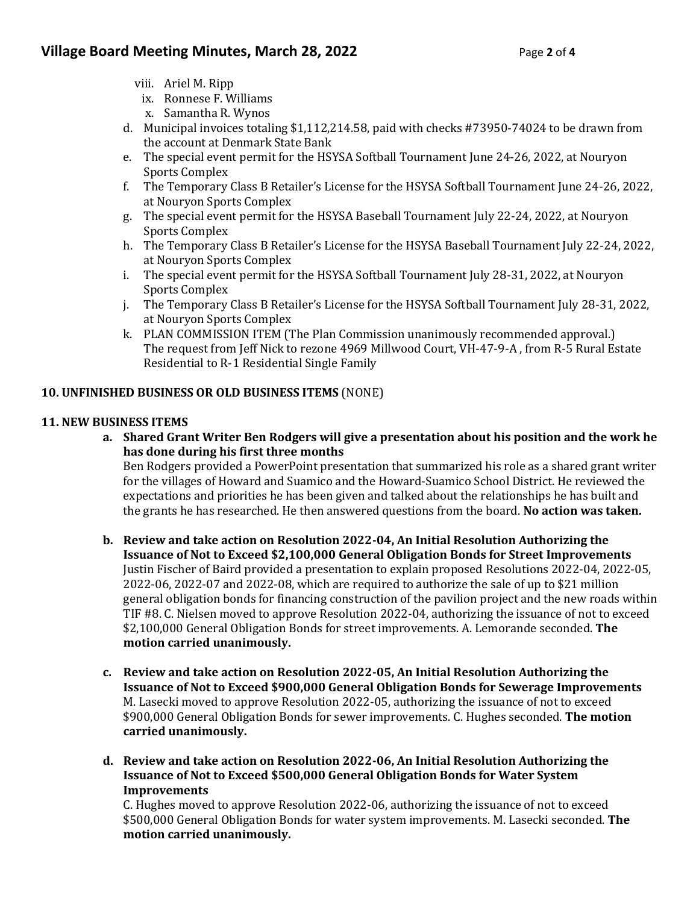viii. Ariel M. Ripp
ix. Ronnese F. Williams
x. Samantha R. Wynos

d. Municipal invoices totaling $1,112,214.58, paid with checks #73950-74024 to be drawn from the account at Denmark State Bank
e. The special event permit for the HSYSA Softball Tournament June 24-26, 2022, at Nouryon Sports Complex
f. The Temporary Class B Retailer's License for the HSYSA Softball Tournament June 24-26, 2022, at Nouryon Sports Complex
g. The special event permit for the HSYSA Baseball Tournament July 22-24, 2022, at Nouryon Sports Complex
h. The Temporary Class B Retailer's License for the HSYSA Baseball Tournament July 22-24, 2022, at Nouryon Sports Complex
i. The special event permit for the HSYSA Softball Tournament July 28-31, 2022, at Nouryon Sports Complex
j. The Temporary Class B Retailer's License for the HSYSA Softball Tournament July 28-31, 2022, at Nouryon Sports Complex
k. PLAN COMMISSION ITEM (The Plan Commission unanimously recommended approval.) The request from Jeff Nick to rezone 4969 Millwood Court, VH-47-9-A , from R-5 Rural Estate Residential to R-1 Residential Single Family

**10. UNFINISHED BUSINESS OR OLD BUSINESS ITEMS** (NONE)

**11. NEW BUSINESS ITEMS**

a. **Shared Grant Writer Ben Rodgers will give a presentation about his position and the work he has done during his first three months**
Ben Rodgers provided a PowerPoint presentation that summarized his role as a shared grant writer for the villages of Howard and Suamico and the Howard-Suamico School District. He reviewed the expectations and priorities he has been given and talked about the relationships he has built and the grants he has researched. He then answered questions from the board. **No action was taken.**

b. **Review and take action on Resolution 2022-04, An Initial Resolution Authorizing the Issuance of Not to Exceed $2,100,000 General Obligation Bonds for Street Improvements**
Justin Fischer of Baird provided a presentation to explain proposed Resolutions 2022-04, 2022-05, 2022-06, 2022-07 and 2022-08, which are required to authorize the sale of up to $21 million general obligation bonds for financing construction of the pavilion project and the new roads within TIF #8. C. Nielsen moved to approve Resolution 2022-04, authorizing the issuance of not to exceed $2,100,000 General Obligation Bonds for street improvements. A. Lemorande seconded. **The motion carried unanimously.**

c. **Review and take action on Resolution 2022-05, An Initial Resolution Authorizing the Issuance of Not to Exceed $900,000 General Obligation Bonds for Sewerage Improvements**
M. Lasecki moved to approve Resolution 2022-05, authorizing the issuance of not to exceed $900,000 General Obligation Bonds for sewer improvements. C. Hughes seconded. **The motion carried unanimously.**

d. **Review and take action on Resolution 2022-06, An Initial Resolution Authorizing the Issuance of Not to Exceed $500,000 General Obligation Bonds for Water System Improvements**
C. Hughes moved to approve Resolution 2022-06, authorizing the issuance of not to exceed $500,000 General Obligation Bonds for water system improvements. M. Lasecki seconded. **The motion carried unanimously.**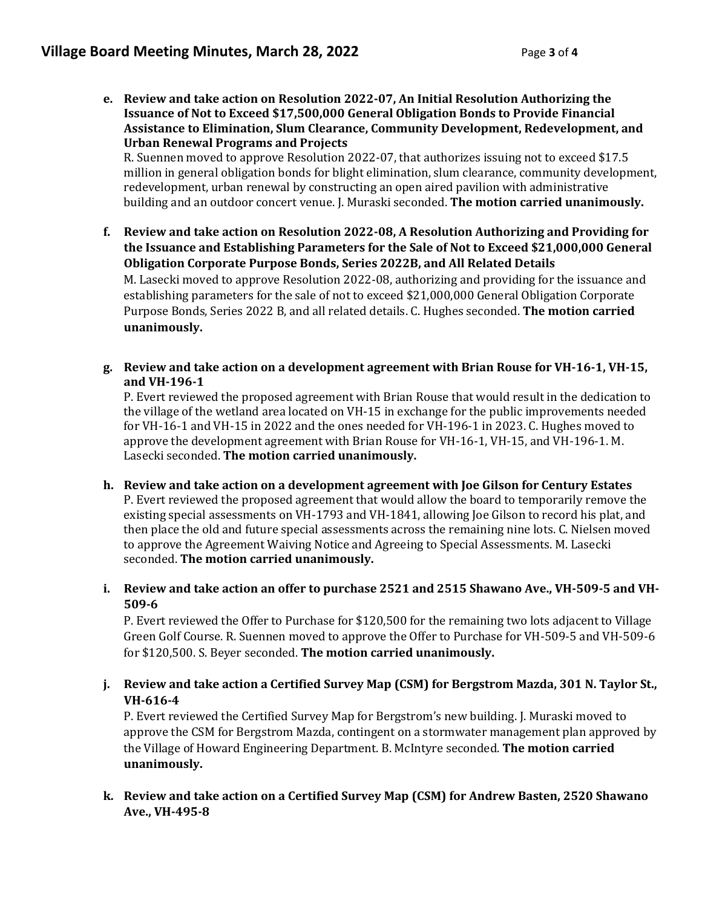**e. Review and take action on Resolution 2022-07, An Initial Resolution Authorizing the Issuance of Not to Exceed $17,500,000 General Obligation Bonds to Provide Financial Assistance to Elimination, Slum Clearance, Community Development, Redevelopment, and Urban Renewal Programs and Projects**

R. Suennen moved to approve Resolution 2022-07, that authorizes issuing not to exceed $17.5 million in general obligation bonds for blight elimination, slum clearance, community development, redevelopment, urban renewal by constructing an open aired pavilion with administrative building and an outdoor concert venue. J. Muraski seconded. **The motion carried unanimously.**

**f. Review and take action on Resolution 2022-08, A Resolution Authorizing and Providing for the Issuance and Establishing Parameters for the Sale of Not to Exceed $21,000,000 General Obligation Corporate Purpose Bonds, Series 2022B, and All Related Details**

M. Lasecki moved to approve Resolution 2022-08, authorizing and providing for the issuance and establishing parameters for the sale of not to exceed $21,000,000 General Obligation Corporate Purpose Bonds, Series 2022 B, and all related details. C. Hughes seconded. **The motion carried unanimously.**

**g. Review and take action on a development agreement with Brian Rouse for VH-16-1, VH-15, and VH-196-1**

P. Evert reviewed the proposed agreement with Brian Rouse that would result in the dedication to the village of the wetland area located on VH-15 in exchange for the public improvements needed for VH-16-1 and VH-15 in 2022 and the ones needed for VH-196-1 in 2023. C. Hughes moved to approve the development agreement with Brian Rouse for VH-16-1, VH-15, and VH-196-1. M. Lasecki seconded. **The motion carried unanimously.**

**h. Review and take action on a development agreement with Joe Gilson for Century Estates**

P. Evert reviewed the proposed agreement that would allow the board to temporarily remove the existing special assessments on VH-1793 and VH-1841, allowing Joe Gilson to record his plat, and then place the old and future special assessments across the remaining nine lots. C. Nielsen moved to approve the Agreement Waiving Notice and Agreeing to Special Assessments. M. Lasecki seconded. **The motion carried unanimously.**

**i. Review and take action an offer to purchase 2521 and 2515 Shawano Ave., VH-509-5 and VH-509-6**

P. Evert reviewed the Offer to Purchase for $120,500 for the remaining two lots adjacent to Village Green Golf Course. R. Suennen moved to approve the Offer to Purchase for VH-509-5 and VH-509-6 for $120,500. S. Beyer seconded. **The motion carried unanimously.**

**j. Review and take action a Certified Survey Map (CSM) for Bergstrom Mazda, 301 N. Taylor St., VH-616-4**

P. Evert reviewed the Certified Survey Map for Bergstrom's new building. J. Muraski moved to approve the CSM for Bergstrom Mazda, contingent on a stormwater management plan approved by the Village of Howard Engineering Department. B. McIntyre seconded. **The motion carried unanimously.**

**k. Review and take action on a Certified Survey Map (CSM) for Andrew Basten, 2520 Shawano Ave., VH-495-8**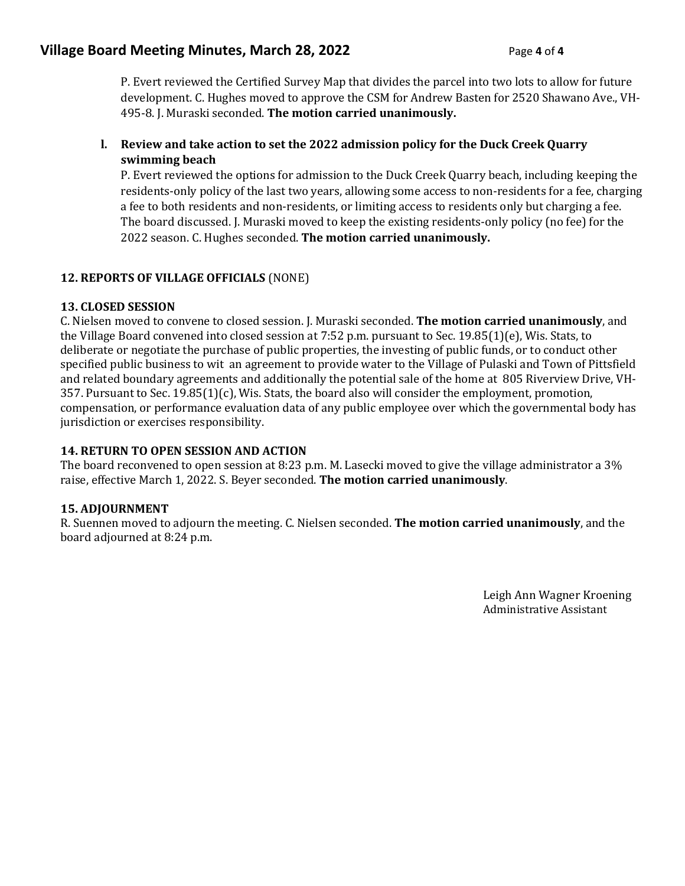P. Evert reviewed the Certified Survey Map that divides the parcel into two lots to allow for future development. C. Hughes moved to approve the CSM for Andrew Basten for 2520 Shawano Ave., VH-495-8. J. Muraski seconded. **The motion carried unanimously.**

**l. Review and take action to set the 2022 admission policy for the Duck Creek Quarry swimming beach**

P. Evert reviewed the options for admission to the Duck Creek Quarry beach, including keeping the residents-only policy of the last two years, allowing some access to non-residents for a fee, charging a fee to both residents and non-residents, or limiting access to residents only but charging a fee. The board discussed. J. Muraski moved to keep the existing residents-only policy (no fee) for the 2022 season. C. Hughes seconded. **The motion carried unanimously.**

**12. REPORTS OF VILLAGE OFFICIALS** (NONE)

**13. CLOSED SESSION**

C. Nielsen moved to convene to closed session. J. Muraski seconded. **The motion carried unanimously**, and the Village Board convened into closed session at 7:52 p.m. pursuant to Sec. 19.85(1)(e), Wis. Stats, to deliberate or negotiate the purchase of public properties, the investing of public funds, or to conduct other specified public business to wit an agreement to provide water to the Village of Pulaski and Town of Pittsfield and related boundary agreements and additionally the potential sale of the home at 805 Riverview Drive, VH-357. Pursuant to Sec. 19.85(1)(c), Wis. Stats, the board also will consider the employment, promotion, compensation, or performance evaluation data of any public employee over which the governmental body has jurisdiction or exercises responsibility.

**14. RETURN TO OPEN SESSION AND ACTION**

The board reconvened to open session at 8:23 p.m. M. Lasecki moved to give the village administrator a 3% raise, effective March 1, 2022. S. Beyer seconded. **The motion carried unanimously**.

**15. ADJOURNMENT**

R. Suennen moved to adjourn the meeting. C. Nielsen seconded. **The motion carried unanimously**, and the board adjourned at 8:24 p.m.

Leigh Ann Wagner Kroening
Administrative Assistant